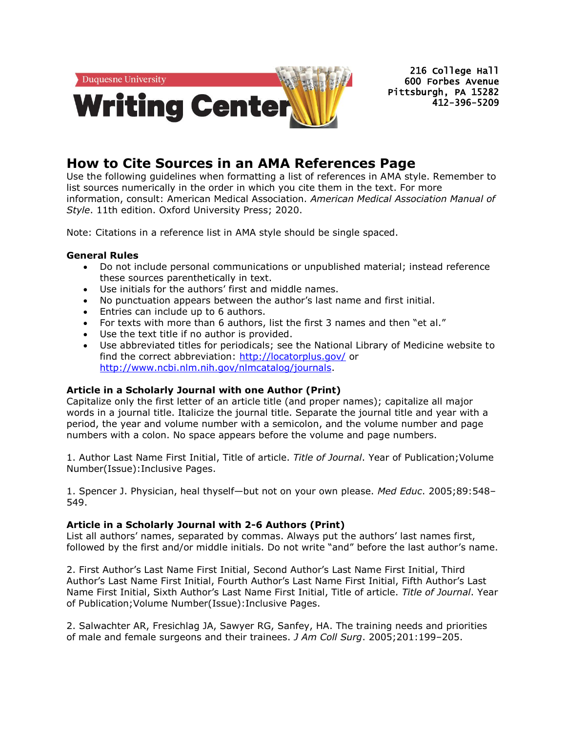Duquesne University

**Writing Center**

216 College Hall
600 Forbes Avenue
Pittsburgh, PA 15282
412-396-5209

# How to Cite Sources in an AMA References Page

Use the following guidelines when formatting a list of references in AMA style. Remember to list sources numerically in the order in which you cite them in the text. For more information, consult: American Medical Association. *American Medical Association Manual of Style*. 11th edition. Oxford University Press; 2020.

Note: Citations in a reference list in AMA style should be single spaced.

**General Rules**

- Do not include personal communications or unpublished material; instead reference these sources parenthetically in text.
- Use initials for the authors' first and middle names.
- No punctuation appears between the author's last name and first initial.
- Entries can include up to 6 authors.
- For texts with more than 6 authors, list the first 3 names and then "et al."
- Use the text title if no author is provided.
- Use abbreviated titles for periodicals; see the National Library of Medicine website to find the correct abbreviation: http://locatorplus.gov/ or http://www.ncbi.nlm.nih.gov/nlmcatalog/journals.

**Article in a Scholarly Journal with one Author (Print)**

Capitalize only the first letter of an article title (and proper names); capitalize all major words in a journal title. Italicize the journal title. Separate the journal title and year with a period, the year and volume number with a semicolon, and the volume number and page numbers with a colon. No space appears before the volume and page numbers.

1. Author Last Name First Initial, Title of article. *Title of Journal*. Year of Publication;Volume Number(Issue):Inclusive Pages.

1. Spencer J. Physician, heal thyself—but not on your own please. *Med Educ*. 2005;89:548–549.

**Article in a Scholarly Journal with 2-6 Authors (Print)**

List all authors' names, separated by commas. Always put the authors' last names first, followed by the first and/or middle initials. Do not write "and" before the last author's name.

2. First Author's Last Name First Initial, Second Author's Last Name First Initial, Third Author's Last Name First Initial, Fourth Author's Last Name First Initial, Fifth Author's Last Name First Initial, Sixth Author's Last Name First Initial, Title of article. *Title of Journal*. Year of Publication;Volume Number(Issue):Inclusive Pages.

2. Salwachter AR, Fresichlag JA, Sawyer RG, Sanfey, HA. The training needs and priorities of male and female surgeons and their trainees. *J Am Coll Surg*. 2005;201:199–205.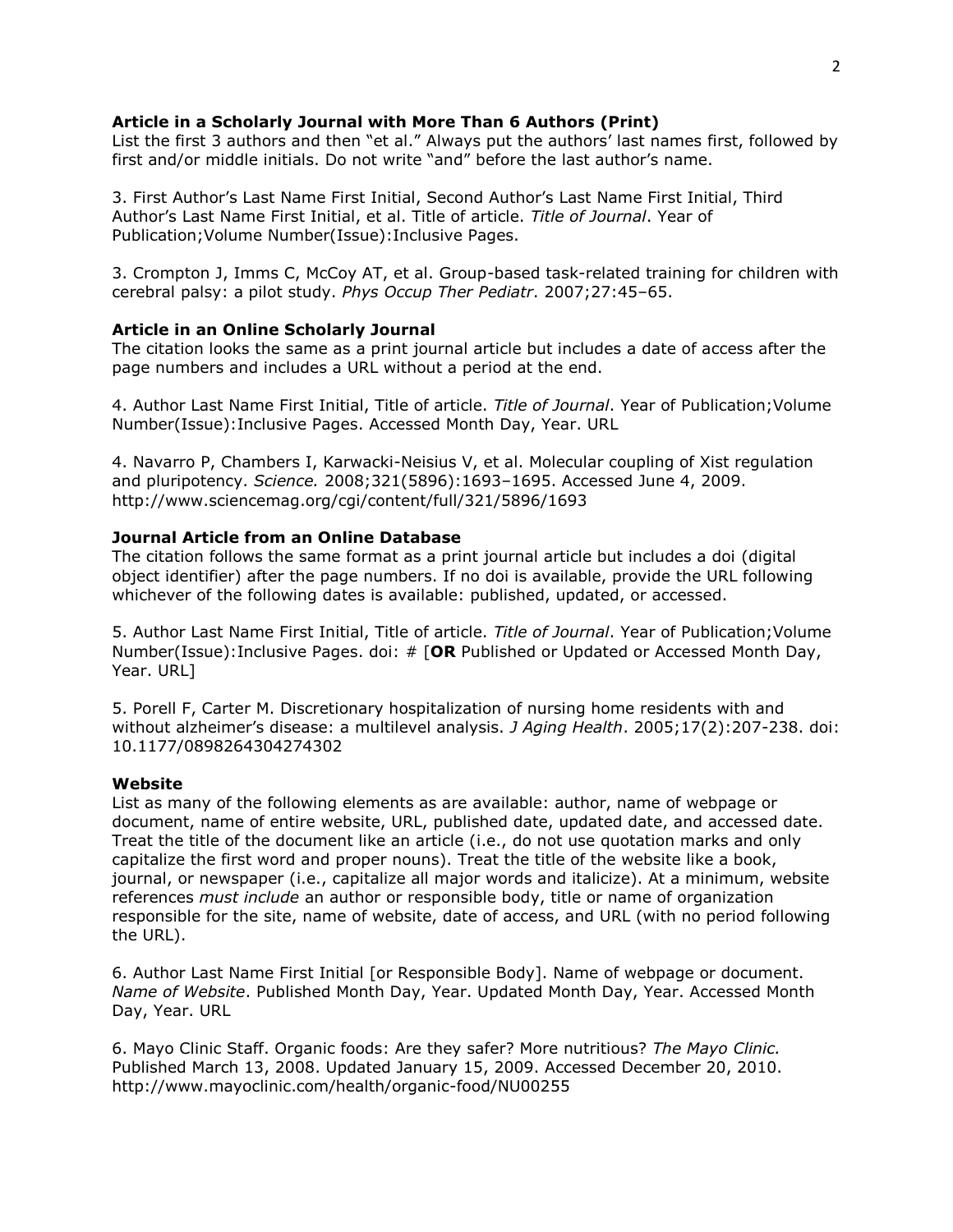**Article in a Scholarly Journal with More Than 6 Authors (Print)**
List the first 3 authors and then "et al." Always put the authors' last names first, followed by first and/or middle initials. Do not write "and" before the last author's name.

3. First Author's Last Name First Initial, Second Author's Last Name First Initial, Third Author's Last Name First Initial, et al. Title of article. *Title of Journal*. Year of Publication;Volume Number(Issue):Inclusive Pages.

3. Crompton J, Imms C, McCoy AT, et al. Group-based task-related training for children with cerebral palsy: a pilot study. *Phys Occup Ther Pediatr*. 2007;27:45–65.

**Article in an Online Scholarly Journal**
The citation looks the same as a print journal article but includes a date of access after the page numbers and includes a URL without a period at the end.

4. Author Last Name First Initial, Title of article. *Title of Journal*. Year of Publication;Volume Number(Issue):Inclusive Pages. Accessed Month Day, Year. URL

4. Navarro P, Chambers I, Karwacki-Neisius V, et al. Molecular coupling of Xist regulation and pluripotency. *Science.* 2008;321(5896):1693–1695. Accessed June 4, 2009. http://www.sciencemag.org/cgi/content/full/321/5896/1693

**Journal Article from an Online Database**
The citation follows the same format as a print journal article but includes a doi (digital object identifier) after the page numbers. If no doi is available, provide the URL following whichever of the following dates is available: published, updated, or accessed.

5. Author Last Name First Initial, Title of article. *Title of Journal*. Year of Publication;Volume Number(Issue):Inclusive Pages. doi: # [**OR** Published or Updated or Accessed Month Day, Year. URL]

5. Porell F, Carter M. Discretionary hospitalization of nursing home residents with and without alzheimer's disease: a multilevel analysis. *J Aging Health*. 2005;17(2):207-238. doi: 10.1177/0898264304274302

**Website**
List as many of the following elements as are available: author, name of webpage or document, name of entire website, URL, published date, updated date, and accessed date. Treat the title of the document like an article (i.e., do not use quotation marks and only capitalize the first word and proper nouns). Treat the title of the website like a book, journal, or newspaper (i.e., capitalize all major words and italicize). At a minimum, website references *must include* an author or responsible body, title or name of organization responsible for the site, name of website, date of access, and URL (with no period following the URL).

6. Author Last Name First Initial [or Responsible Body]. Name of webpage or document. *Name of Website*. Published Month Day, Year. Updated Month Day, Year. Accessed Month Day, Year. URL

6. Mayo Clinic Staff. Organic foods: Are they safer? More nutritious? *The Mayo Clinic.* Published March 13, 2008. Updated January 15, 2009. Accessed December 20, 2010. http://www.mayoclinic.com/health/organic-food/NU00255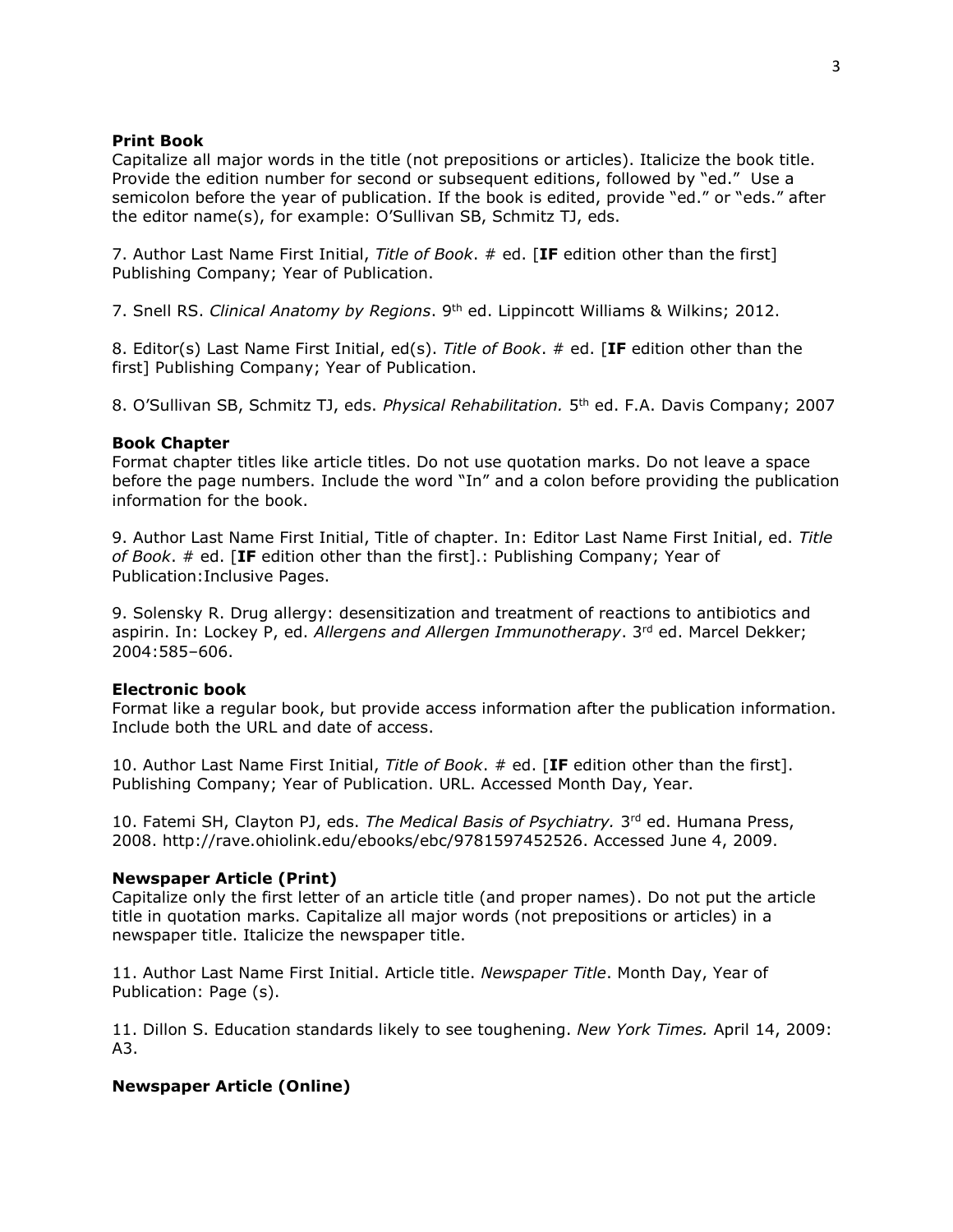**Print Book**

Capitalize all major words in the title (not prepositions or articles). Italicize the book title. Provide the edition number for second or subsequent editions, followed by "ed." Use a semicolon before the year of publication. If the book is edited, provide "ed." or "eds." after the editor name(s), for example: O'Sullivan SB, Schmitz TJ, eds.

7. Author Last Name First Initial, *Title of Book*. # ed. [**IF** edition other than the first] Publishing Company; Year of Publication.

7. Snell RS. *Clinical Anatomy by Regions*. 9th ed. Lippincott Williams & Wilkins; 2012.

8. Editor(s) Last Name First Initial, ed(s). *Title of Book*. # ed. [**IF** edition other than the first] Publishing Company; Year of Publication.

8. O'Sullivan SB, Schmitz TJ, eds. *Physical Rehabilitation.* 5th ed. F.A. Davis Company; 2007

**Book Chapter**

Format chapter titles like article titles. Do not use quotation marks. Do not leave a space before the page numbers. Include the word "In" and a colon before providing the publication information for the book.

9. Author Last Name First Initial, Title of chapter. In: Editor Last Name First Initial, ed. *Title of Book*. # ed. [**IF** edition other than the first].: Publishing Company; Year of Publication:Inclusive Pages.

9. Solensky R. Drug allergy: desensitization and treatment of reactions to antibiotics and aspirin. In: Lockey P, ed. *Allergens and Allergen Immunotherapy*. 3rd ed. Marcel Dekker; 2004:585–606.

**Electronic book**

Format like a regular book, but provide access information after the publication information. Include both the URL and date of access.

10. Author Last Name First Initial, *Title of Book*. # ed. [**IF** edition other than the first]. Publishing Company; Year of Publication. URL. Accessed Month Day, Year.

10. Fatemi SH, Clayton PJ, eds. *The Medical Basis of Psychiatry.* 3rd ed. Humana Press, 2008. http://rave.ohiolink.edu/ebooks/ebc/9781597452526. Accessed June 4, 2009.

**Newspaper Article (Print)**

Capitalize only the first letter of an article title (and proper names). Do not put the article title in quotation marks. Capitalize all major words (not prepositions or articles) in a newspaper title. Italicize the newspaper title.

11. Author Last Name First Initial. Article title. *Newspaper Title*. Month Day, Year of Publication: Page (s).

11. Dillon S. Education standards likely to see toughening. *New York Times.* April 14, 2009: A3.

**Newspaper Article (Online)**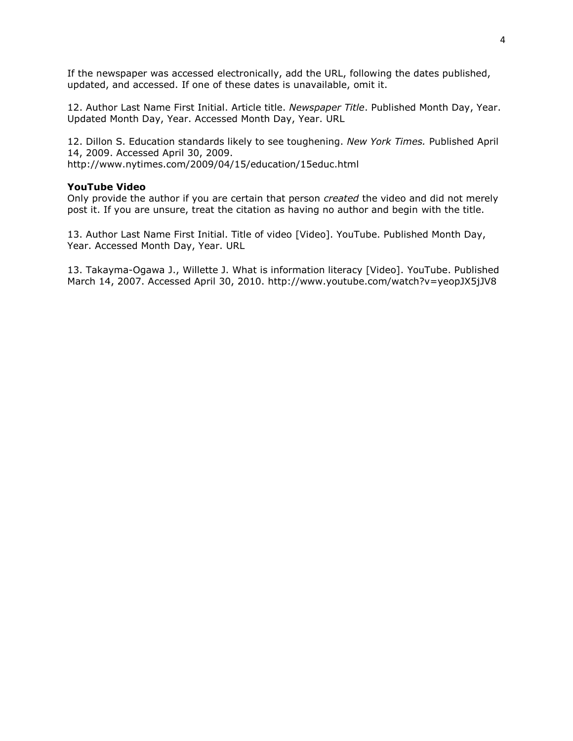If the newspaper was accessed electronically, add the URL, following the dates published, updated, and accessed. If one of these dates is unavailable, omit it.

12. Author Last Name First Initial. Article title. *Newspaper Title*. Published Month Day, Year. Updated Month Day, Year. Accessed Month Day, Year. URL

12. Dillon S. Education standards likely to see toughening. *New York Times.* Published April 14, 2009. Accessed April 30, 2009. http://www.nytimes.com/2009/04/15/education/15educ.html

**YouTube Video**

Only provide the author if you are certain that person *created* the video and did not merely post it. If you are unsure, treat the citation as having no author and begin with the title.

13. Author Last Name First Initial. Title of video [Video]. YouTube. Published Month Day, Year. Accessed Month Day, Year. URL

13. Takayma-Ogawa J., Willette J. What is information literacy [Video]. YouTube. Published March 14, 2007. Accessed April 30, 2010. http://www.youtube.com/watch?v=yeopJX5jJV8